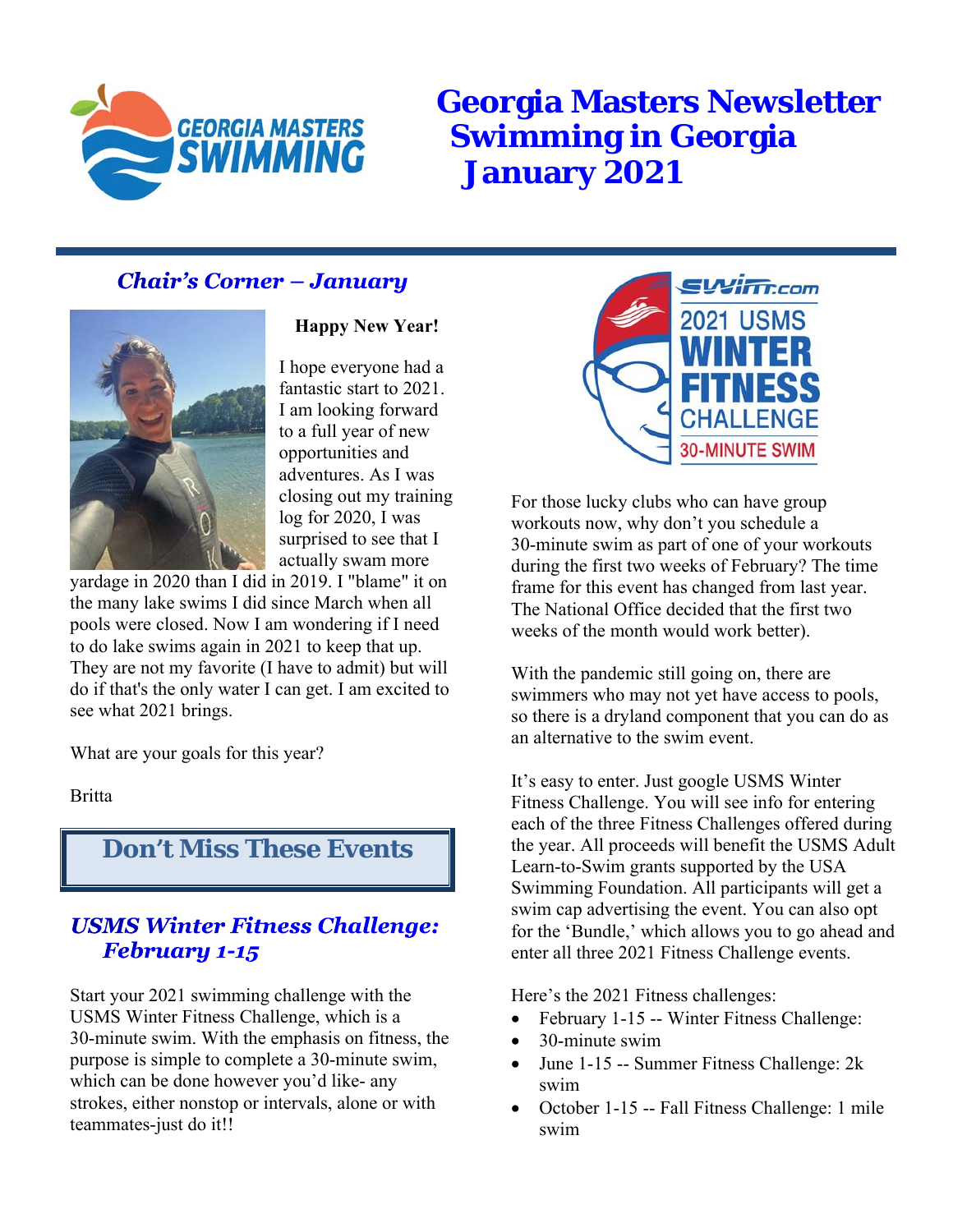# Georgia Masters Newsletter Swimming in Georgia January 2021

## *Chair's Corner – January*

**Happy New Year!**

I hope everyone had a fantastic start to 2021. I am looking forward to a full year of new opportunities and adventures. As I was closing out my training log for 2020, I was surprised to see that I actually swam more yardage in 2020 than I did in 2019. I "blame" it on the many lake swims I did since March when all pools were closed. Now I am wondering if I need to do lake swims again in 2021 to keep that up. They are not my favorite (I have to admit) but will do if that's the only water I can get. I am excited to see what 2021 brings.

What are your goals for this year?

Britta

## Don't Miss These Events

### *USMS Winter Fitness Challenge: February 1-15*

Start your 2021 swimming challenge with the USMS Winter Fitness Challenge, which is a 30-minute swim. With the emphasis on fitness, the purpose is simple to complete a 30-minute swim, which can be done however you'd like- any strokes, either nonstop or intervals, alone or with teammates-just do it!!

For those lucky clubs who can have group workouts now, why don't you schedule a 30-minute swim as part of one of your workouts during the first two weeks of February? The time frame for this event has changed from last year. The National Office decided that the first two weeks of the month would work better).

With the pandemic still going on, there are swimmers who may not yet have access to pools, so there is a dryland component that you can do as an alternative to the swim event.

It's easy to enter. Just google USMS Winter Fitness Challenge. You will see info for entering each of the three Fitness Challenges offered during the year. All proceeds will benefit the USMS Adult Learn-to-Swim grants supported by the USA Swimming Foundation. All participants will get a swim cap advertising the event. You can also opt for the 'Bundle,' which allows you to go ahead and enter all three 2021 Fitness Challenge events.

Here's the 2021 Fitness challenges:

- February 1-15 -- Winter Fitness Challenge:
- 30-minute swim
- June 1-15 -- Summer Fitness Challenge: 2k swim
- October 1-15 -- Fall Fitness Challenge: 1 mile swim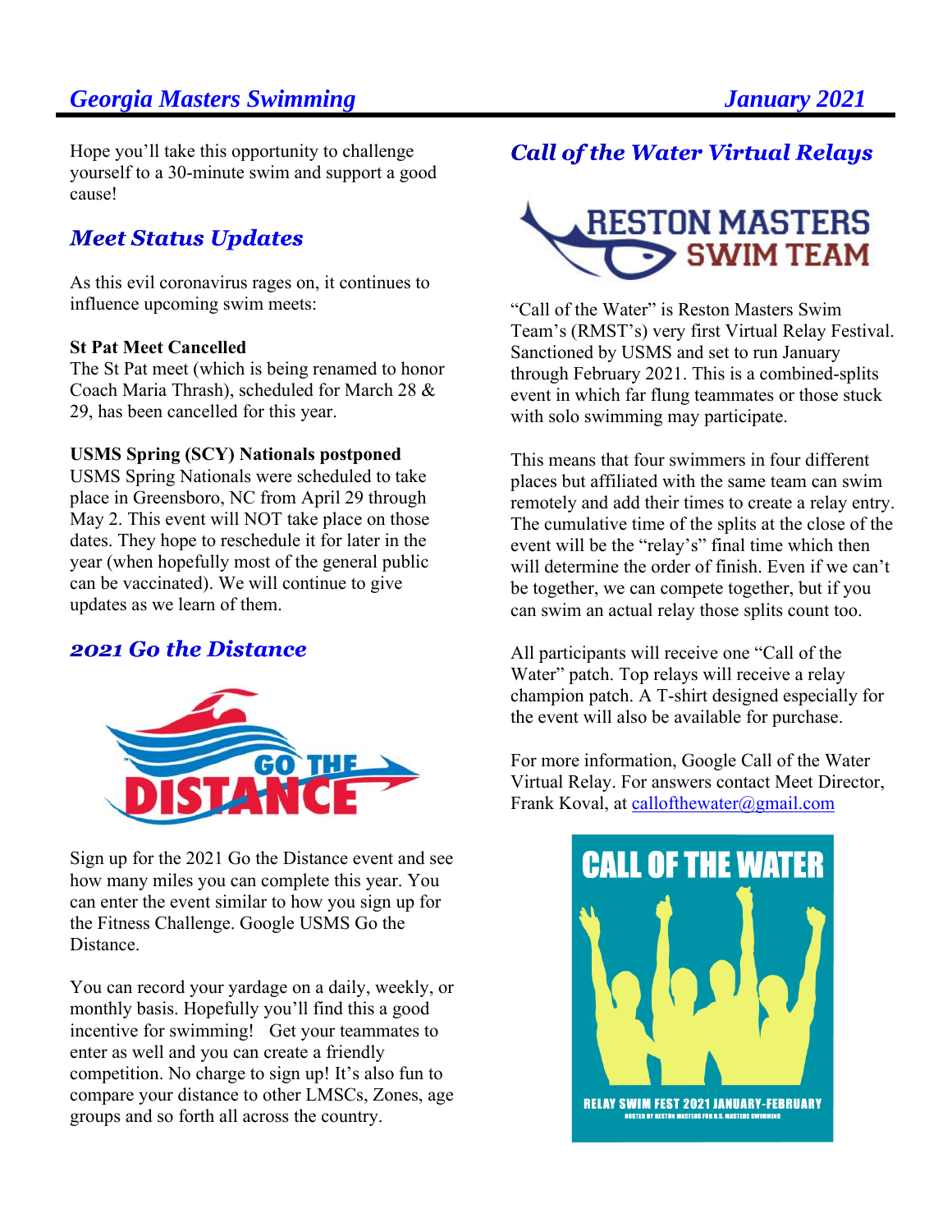Hope you'll take this opportunity to challenge yourself to a 30-minute swim and support a good cause!

## *Meet Status Updates*

As this evil coronavirus rages on, it continues to influence upcoming swim meets:

**St Pat Meet Cancelled**
The St Pat meet (which is being renamed to honor Coach Maria Thrash), scheduled for March 28 & 29, has been cancelled for this year.

**USMS Spring (SCY) Nationals postponed**
USMS Spring Nationals were scheduled to take place in Greensboro, NC from April 29 through May 2. This event will NOT take place on those dates. They hope to reschedule it for later in the year (when hopefully most of the general public can be vaccinated). We will continue to give updates as we learn of them.

## *2021 Go the Distance*

Sign up for the 2021 Go the Distance event and see how many miles you can complete this year. You can enter the event similar to how you sign up for the Fitness Challenge. Google USMS Go the Distance.

You can record your yardage on a daily, weekly, or monthly basis. Hopefully you'll find this a good incentive for swimming! Get your teammates to enter as well and you can create a friendly competition. No charge to sign up! It's also fun to compare your distance to other LMSCs, Zones, age groups and so forth all across the country.

## *Call of the Water Virtual Relays*

"Call of the Water" is Reston Masters Swim Team's (RMST's) very first Virtual Relay Festival. Sanctioned by USMS and set to run January through February 2021. This is a combined-splits event in which far flung teammates or those stuck with solo swimming may participate.

This means that four swimmers in four different places but affiliated with the same team can swim remotely and add their times to create a relay entry. The cumulative time of the splits at the close of the event will be the "relay's" final time which then will determine the order of finish. Even if we can't be together, we can compete together, but if you can swim an actual relay those splits count too.

All participants will receive one "Call of the Water" patch. Top relays will receive a relay champion patch. A T-shirt designed especially for the event will also be available for purchase.

For more information, Google Call of the Water Virtual Relay. For answers contact Meet Director, Frank Koval, at callofthewater@gmail.com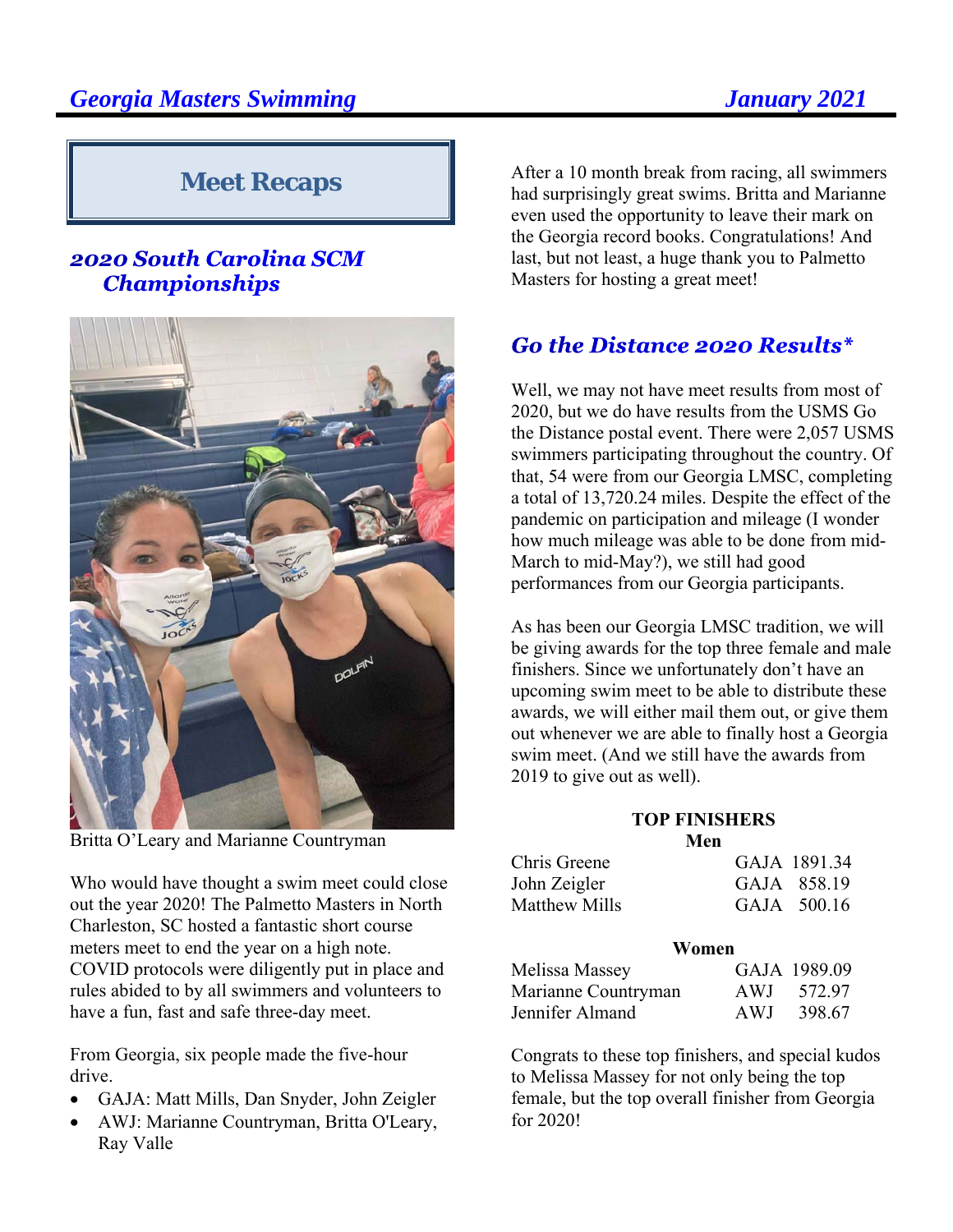## Meet Recaps

### *2020 South Carolina SCM Championships*

Britta O'Leary and Marianne Countryman

Who would have thought a swim meet could close out the year 2020! The Palmetto Masters in North Charleston, SC hosted a fantastic short course meters meet to end the year on a high note. COVID protocols were diligently put in place and rules abided to by all swimmers and volunteers to have a fun, fast and safe three-day meet.

From Georgia, six people made the five-hour drive.

- GAJA: Matt Mills, Dan Snyder, John Zeigler
- AWJ: Marianne Countryman, Britta O'Leary, Ray Valle

After a 10 month break from racing, all swimmers had surprisingly great swims. Britta and Marianne even used the opportunity to leave their mark on the Georgia record books. Congratulations! And last, but not least, a huge thank you to Palmetto Masters for hosting a great meet!

### *Go the Distance 2020 Results**

Well, we may not have meet results from most of 2020, but we do have results from the USMS Go the Distance postal event. There were 2,057 USMS swimmers participating throughout the country. Of that, 54 were from our Georgia LMSC, completing a total of 13,720.24 miles. Despite the effect of the pandemic on participation and mileage (I wonder how much mileage was able to be done from mid-March to mid-May?), we still had good performances from our Georgia participants.

As has been our Georgia LMSC tradition, we will be giving awards for the top three female and male finishers. Since we unfortunately don't have an upcoming swim meet to be able to distribute these awards, we will either mail them out, or give them out whenever we are able to finally host a Georgia swim meet. (And we still have the awards from 2019 to give out as well).

**TOP FINISHERS**

**Men**

| Name | Team | Miles |
|---|---|---|
| Chris Greene | GAJA | 1891.34 |
| John Zeigler | GAJA | 858.19 |
| Matthew Mills | GAJA | 500.16 |

**Women**

| Name | Team | Miles |
|---|---|---|
| Melissa Massey | GAJA | 1989.09 |
| Marianne Countryman | AWJ | 572.97 |
| Jennifer Almand | AWJ | 398.67 |

Congrats to these top finishers, and special kudos to Melissa Massey for not only being the top female, but the top overall finisher from Georgia for 2020!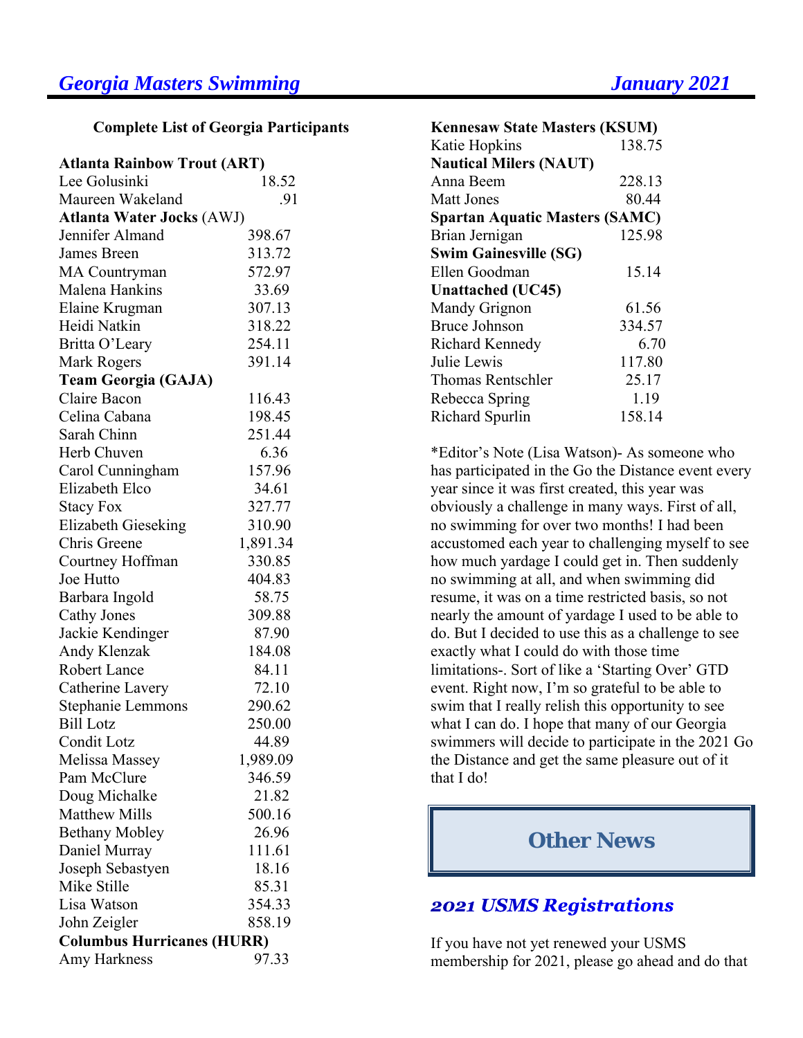### Complete List of Georgia Participants

| Name | Distance |
|---|---|
| **Atlanta Rainbow Trout (ART)** | |
| Lee Golusinki | 18.52 |
| Maureen Wakeland | .91 |
| **Atlanta Water Jocks** (AWJ) | |
| Jennifer Almand | 398.67 |
| James Breen | 313.72 |
| MA Countryman | 572.97 |
| Malena Hankins | 33.69 |
| Elaine Krugman | 307.13 |
| Heidi Natkin | 318.22 |
| Britta O'Leary | 254.11 |
| Mark Rogers | 391.14 |
| **Team Georgia (GAJA)** | |
| Claire Bacon | 116.43 |
| Celina Cabana | 198.45 |
| Sarah Chinn | 251.44 |
| Herb Chuven | 6.36 |
| Carol Cunningham | 157.96 |
| Elizabeth Elco | 34.61 |
| Stacy Fox | 327.77 |
| Elizabeth Gieseking | 310.90 |
| Chris Greene | 1,891.34 |
| Courtney Hoffman | 330.85 |
| Joe Hutto | 404.83 |
| Barbara Ingold | 58.75 |
| Cathy Jones | 309.88 |
| Jackie Kendinger | 87.90 |
| Andy Klenzak | 184.08 |
| Robert Lance | 84.11 |
| Catherine Lavery | 72.10 |
| Stephanie Lemmons | 290.62 |
| Bill Lotz | 250.00 |
| Condit Lotz | 44.89 |
| Melissa Massey | 1,989.09 |
| Pam McClure | 346.59 |
| Doug Michalke | 21.82 |
| Matthew Mills | 500.16 |
| Bethany Mobley | 26.96 |
| Daniel Murray | 111.61 |
| Joseph Sebastyen | 18.16 |
| Mike Stille | 85.31 |
| Lisa Watson | 354.33 |
| John Zeigler | 858.19 |
| **Columbus Hurricanes (HURR)** | |
| Amy Harkness | 97.33 |
| **Kennesaw State Masters (KSUM)** | |
| Katie Hopkins | 138.75 |
| **Nautical Milers (NAUT)** | |
| Anna Beem | 228.13 |
| Matt Jones | 80.44 |
| **Spartan Aquatic Masters (SAMC)** | |
| Brian Jernigan | 125.98 |
| **Swim Gainesville (SG)** | |
| Ellen Goodman | 15.14 |
| **Unattached (UC45)** | |
| Mandy Grignon | 61.56 |
| Bruce Johnson | 334.57 |
| Richard Kennedy | 6.70 |
| Julie Lewis | 117.80 |
| Thomas Rentschler | 25.17 |
| Rebecca Spring | 1.19 |
| Richard Spurlin | 158.14 |

*Editor's Note (Lisa Watson)- As someone who has participated in the Go the Distance event every year since it was first created, this year was obviously a challenge in many ways. First of all, no swimming for over two months! I had been accustomed each year to challenging myself to see how much yardage I could get in. Then suddenly no swimming at all, and when swimming did resume, it was on a time restricted basis, so not nearly the amount of yardage I used to be able to do. But I decided to use this as a challenge to see exactly what I could do with those time limitations-. Sort of like a 'Starting Over' GTD event. Right now, I'm so grateful to be able to swim that I really relish this opportunity to see what I can do. I hope that many of our Georgia swimmers will decide to participate in the 2021 Go the Distance and get the same pleasure out of it that I do!

## Other News

### *2021 USMS Registrations*

If you have not yet renewed your USMS membership for 2021, please go ahead and do that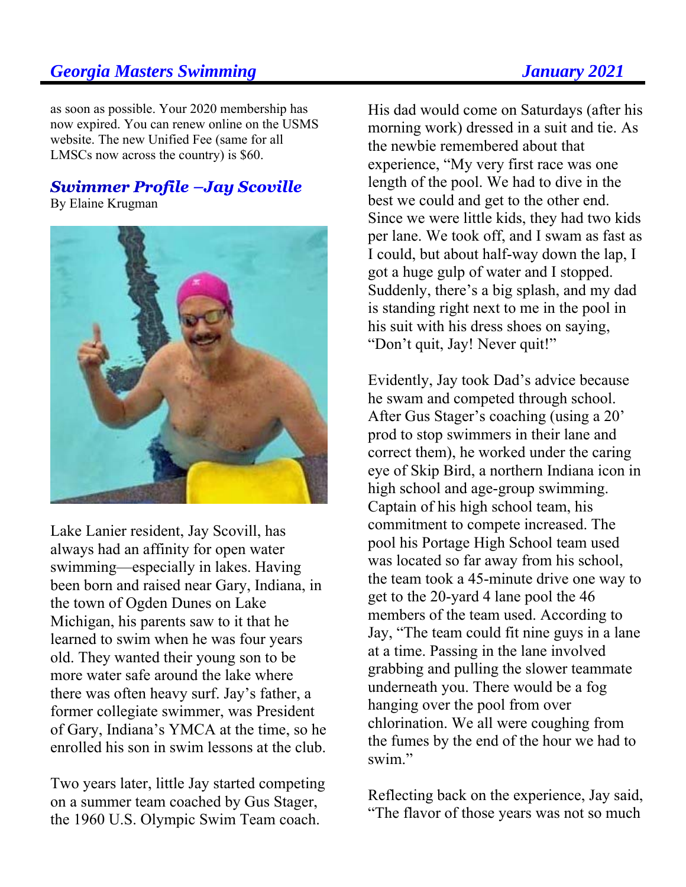as soon as possible. Your 2020 membership has now expired. You can renew online on the USMS website. The new Unified Fee (same for all LMSCs now across the country) is $60.

## *Swimmer Profile –Jay Scoville*

By Elaine Krugman

Lake Lanier resident, Jay Scovill, has always had an affinity for open water swimming—especially in lakes. Having been born and raised near Gary, Indiana, in the town of Ogden Dunes on Lake Michigan, his parents saw to it that he learned to swim when he was four years old. They wanted their young son to be more water safe around the lake where there was often heavy surf. Jay's father, a former collegiate swimmer, was President of Gary, Indiana's YMCA at the time, so he enrolled his son in swim lessons at the club.

Two years later, little Jay started competing on a summer team coached by Gus Stager, the 1960 U.S. Olympic Swim Team coach. His dad would come on Saturdays (after his morning work) dressed in a suit and tie. As the newbie remembered about that experience, "My very first race was one length of the pool. We had to dive in the best we could and get to the other end. Since we were little kids, they had two kids per lane. We took off, and I swam as fast as I could, but about half-way down the lap, I got a huge gulp of water and I stopped. Suddenly, there's a big splash, and my dad is standing right next to me in the pool in his suit with his dress shoes on saying, "Don't quit, Jay! Never quit!"

Evidently, Jay took Dad's advice because he swam and competed through school. After Gus Stager's coaching (using a 20' prod to stop swimmers in their lane and correct them), he worked under the caring eye of Skip Bird, a northern Indiana icon in high school and age-group swimming. Captain of his high school team, his commitment to compete increased. The pool his Portage High School team used was located so far away from his school, the team took a 45-minute drive one way to get to the 20-yard 4 lane pool the 46 members of the team used. According to Jay, "The team could fit nine guys in a lane at a time. Passing in the lane involved grabbing and pulling the slower teammate underneath you. There would be a fog hanging over the pool from over chlorination. We all were coughing from the fumes by the end of the hour we had to swim."

Reflecting back on the experience, Jay said, "The flavor of those years was not so much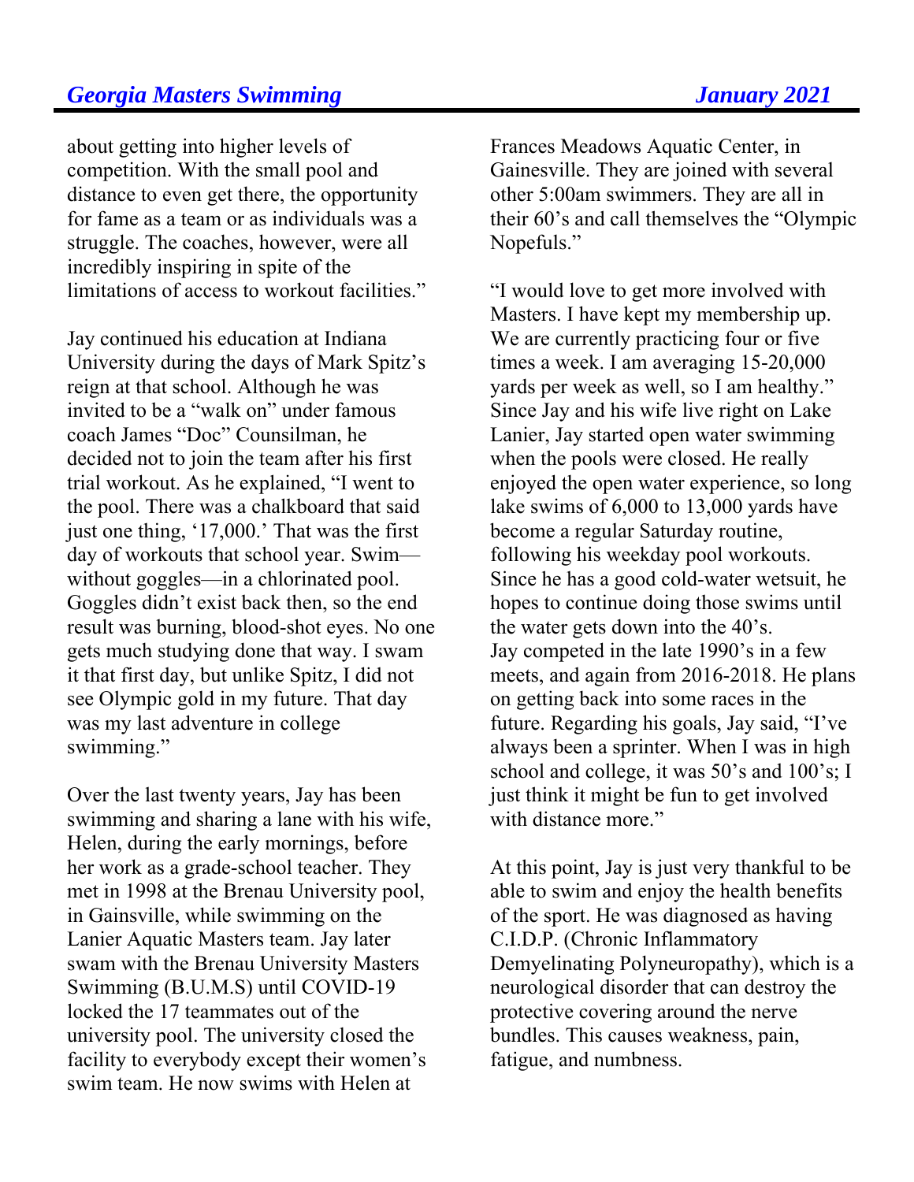about getting into higher levels of competition. With the small pool and distance to even get there, the opportunity for fame as a team or as individuals was a struggle. The coaches, however, were all incredibly inspiring in spite of the limitations of access to workout facilities."

Jay continued his education at Indiana University during the days of Mark Spitz's reign at that school. Although he was invited to be a "walk on" under famous coach James "Doc" Counsilman, he decided not to join the team after his first trial workout. As he explained, "I went to the pool. There was a chalkboard that said just one thing, '17,000.' That was the first day of workouts that school year. Swim—without goggles—in a chlorinated pool. Goggles didn't exist back then, so the end result was burning, blood-shot eyes. No one gets much studying done that way. I swam it that first day, but unlike Spitz, I did not see Olympic gold in my future. That day was my last adventure in college swimming."

Over the last twenty years, Jay has been swimming and sharing a lane with his wife, Helen, during the early mornings, before her work as a grade-school teacher. They met in 1998 at the Brenau University pool, in Gainsville, while swimming on the Lanier Aquatic Masters team. Jay later swam with the Brenau University Masters Swimming (B.U.M.S) until COVID-19 locked the 17 teammates out of the university pool. The university closed the facility to everybody except their women's swim team. He now swims with Helen at Frances Meadows Aquatic Center, in Gainesville. They are joined with several other 5:00am swimmers. They are all in their 60's and call themselves the "Olympic Nopefuls."

"I would love to get more involved with Masters. I have kept my membership up. We are currently practicing four or five times a week. I am averaging 15-20,000 yards per week as well, so I am healthy." Since Jay and his wife live right on Lake Lanier, Jay started open water swimming when the pools were closed. He really enjoyed the open water experience, so long lake swims of 6,000 to 13,000 yards have become a regular Saturday routine, following his weekday pool workouts. Since he has a good cold-water wetsuit, he hopes to continue doing those swims until the water gets down into the 40's.
Jay competed in the late 1990's in a few meets, and again from 2016-2018. He plans on getting back into some races in the future. Regarding his goals, Jay said, "I've always been a sprinter. When I was in high school and college, it was 50's and 100's; I just think it might be fun to get involved with distance more."

At this point, Jay is just very thankful to be able to swim and enjoy the health benefits of the sport. He was diagnosed as having C.I.D.P. (Chronic Inflammatory Demyelinating Polyneuropathy), which is a neurological disorder that can destroy the protective covering around the nerve bundles. This causes weakness, pain, fatigue, and numbness.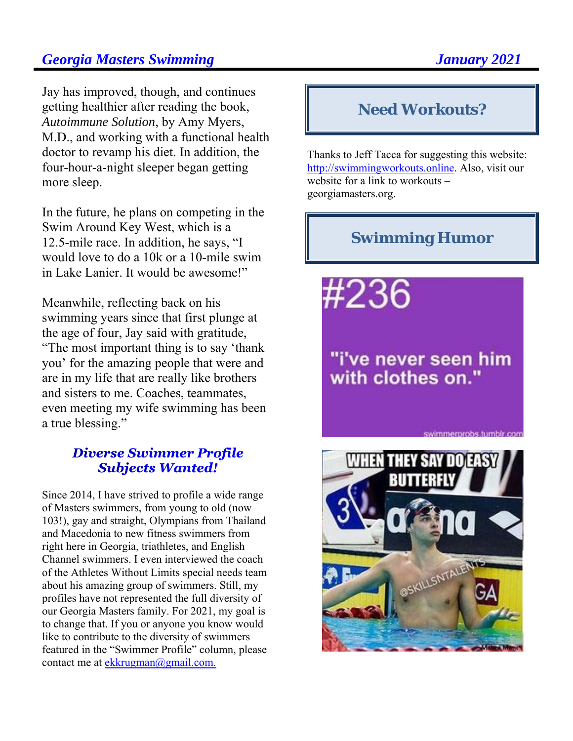Jay has improved, though, and continues getting healthier after reading the book, *Autoimmune Solution*, by Amy Myers, M.D., and working with a functional health doctor to revamp his diet. In addition, the four-hour-a-night sleeper began getting more sleep.

In the future, he plans on competing in the Swim Around Key West, which is a 12.5-mile race. In addition, he says, "I would love to do a 10k or a 10-mile swim in Lake Lanier. It would be awesome!"

Meanwhile, reflecting back on his swimming years since that first plunge at the age of four, Jay said with gratitude, "The most important thing is to say 'thank you' for the amazing people that were and are in my life that are really like brothers and sisters to me. Coaches, teammates, even meeting my wife swimming has been a true blessing."

## *Diverse Swimmer Profile Subjects Wanted!*

Since 2014, I have strived to profile a wide range of Masters swimmers, from young to old (now 103!), gay and straight, Olympians from Thailand and Macedonia to new fitness swimmers from right here in Georgia, triathletes, and English Channel swimmers. I even interviewed the coach of the Athletes Without Limits special needs team about his amazing group of swimmers. Still, my profiles have not represented the full diversity of our Georgia Masters family. For 2021, my goal is to change that. If you or anyone you know would like to contribute to the diversity of swimmers featured in the "Swimmer Profile" column, please contact me at ekkrugman@gmail.com.

## Need Workouts?

Thanks to Jeff Tacca for suggesting this website: http://swimmingworkouts.online. Also, visit our website for a link to workouts – georgiamasters.org.

## Swimming Humor

#236

"i've never seen him with clothes on."

swimmerprobs.tumblr.com

WHEN THEY SAY DO EASY BUTTERFLY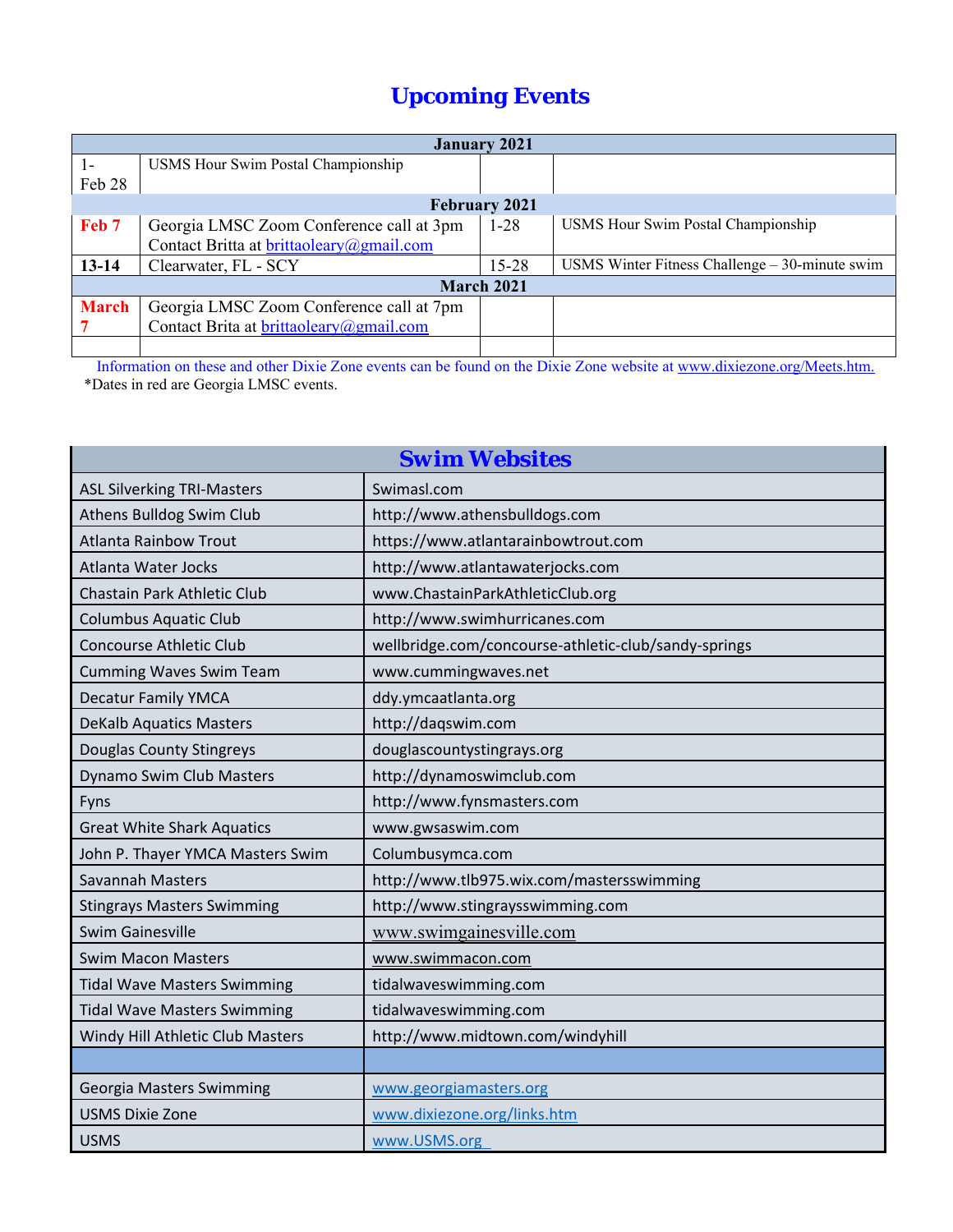# Upcoming Events

| January 2021 | | | |
|---|---|---|---|
| 1-Feb 28 | USMS Hour Swim Postal Championship | | |
| **February 2021** | | | |
| **Feb 7** | Georgia LMSC Zoom Conference call at 3pm Contact Britta at brittaoleary@gmail.com | 1-28 | USMS Hour Swim Postal Championship |
| **13-14** | Clearwater, FL - SCY | 15-28 | USMS Winter Fitness Challenge – 30-minute swim |
| **March 2021** | | | |
| **March 7** | Georgia LMSC Zoom Conference call at 7pm Contact Brita at brittaoleary@gmail.com | | |
| | | | |

Information on these and other Dixie Zone events can be found on the Dixie Zone website at www.dixiezone.org/Meets.htm.

*Dates in red are Georgia LMSC events.

## Swim Websites

| Swim Websites | |
|---|---|
| ASL Silverking TRI-Masters | Swimasl.com |
| Athens Bulldog Swim Club | http://www.athensbulldogs.com |
| Atlanta Rainbow Trout | https://www.atlantarainbowtrout.com |
| Atlanta Water Jocks | http://www.atlantawaterjocks.com |
| Chastain Park Athletic Club | www.ChastainParkAthleticClub.org |
| Columbus Aquatic Club | http://www.swimhurricanes.com |
| Concourse Athletic Club | wellbridge.com/concourse-athletic-club/sandy-springs |
| Cumming Waves Swim Team | www.cummingwaves.net |
| Decatur Family YMCA | ddy.ymcaatlanta.org |
| DeKalb Aquatics Masters | http://daqswim.com |
| Douglas County Stingreys | douglascountystingrays.org |
| Dynamo Swim Club Masters | http://dynamoswimclub.com |
| Fyns | http://www.fynsmasters.com |
| Great White Shark Aquatics | www.gwsaswim.com |
| John P. Thayer YMCA Masters Swim | Columbusymca.com |
| Savannah Masters | http://www.tlb975.wix.com/mastersswimming |
| Stingrays Masters Swimming | http://www.stingraysswimming.com |
| Swim Gainesville | www.swimgainesville.com |
| Swim Macon Masters | www.swimmacon.com |
| Tidal Wave Masters Swimming | tidalwaveswimming.com |
| Tidal Wave Masters Swimming | tidalwaveswimming.com |
| Windy Hill Athletic Club Masters | http://www.midtown.com/windyhill |
| | |
| Georgia Masters Swimming | www.georgiamasters.org |
| USMS Dixie Zone | www.dixiezone.org/links.htm |
| USMS | www.USMS.org |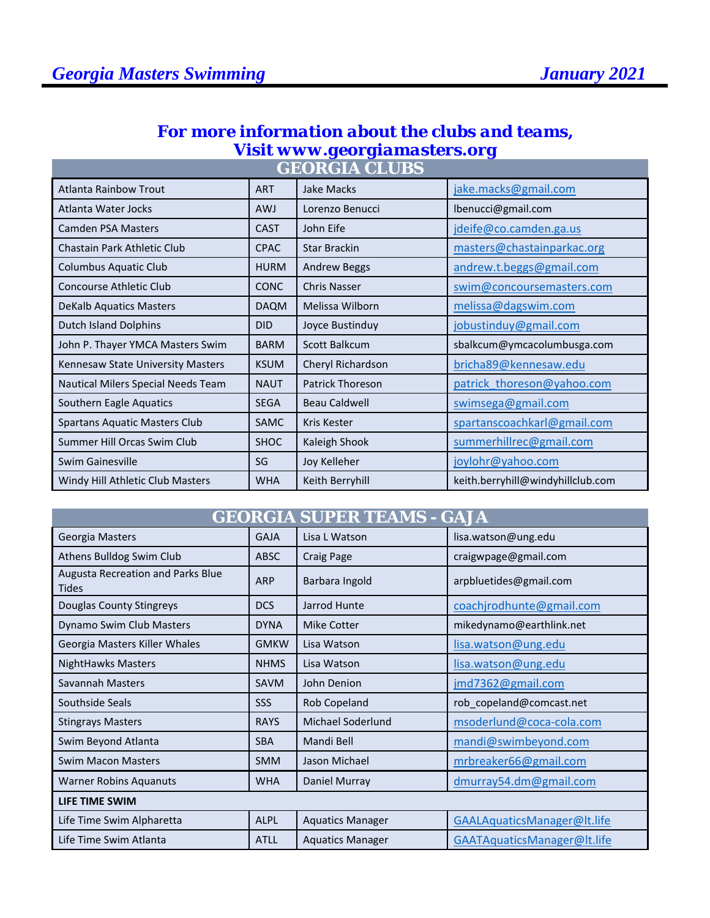## For more information about the clubs and teams, Visit www.georgiamasters.org

| GEORGIA CLUBS | | | |
|---|---|---|---|
| Atlanta Rainbow Trout | ART | Jake Macks | jake.macks@gmail.com |
| Atlanta Water Jocks | AWJ | Lorenzo Benucci | lbenucci@gmail.com |
| Camden PSA Masters | CAST | John Eife | jdeife@co.camden.ga.us |
| Chastain Park Athletic Club | CPAC | Star Brackin | masters@chastainparkac.org |
| Columbus Aquatic Club | HURM | Andrew Beggs | andrew.t.beggs@gmail.com |
| Concourse Athletic Club | CONC | Chris Nasser | swim@concoursemasters.com |
| DeKalb Aquatics Masters | DAQM | Melissa Wilborn | melissa@dagswim.com |
| Dutch Island Dolphins | DID | Joyce Bustinduy | jobustinduy@gmail.com |
| John P. Thayer YMCA Masters Swim | BARM | Scott Balkcum | sbalkcum@ymcacolumbusga.com |
| Kennesaw State University Masters | KSUM | Cheryl Richardson | bricha89@kennesaw.edu |
| Nautical Milers Special Needs Team | NAUT | Patrick Thoreson | patrick_thoreson@yahoo.com |
| Southern Eagle Aquatics | SEGA | Beau Caldwell | swimsega@gmail.com |
| Spartans Aquatic Masters Club | SAMC | Kris Kester | spartanscoachkarl@gmail.com |
| Summer Hill Orcas Swim Club | SHOC | Kaleigh Shook | summerhillrec@gmail.com |
| Swim Gainesville | SG | Joy Kelleher | joylohr@yahoo.com |
| Windy Hill Athletic Club Masters | WHA | Keith Berryhill | keith.berryhill@windyhillclub.com |

| GEORGIA SUPER TEAMS - GAJA | | | |
|---|---|---|---|
| Georgia Masters | GAJA | Lisa L Watson | lisa.watson@ung.edu |
| Athens Bulldog Swim Club | ABSC | Craig Page | craigwpage@gmail.com |
| Augusta Recreation and Parks Blue Tides | ARP | Barbara Ingold | arpbluetides@gmail.com |
| Douglas County Stingreys | DCS | Jarrod Hunte | coachjrodhunte@gmail.com |
| Dynamo Swim Club Masters | DYNA | Mike Cotter | mikedynamo@earthlink.net |
| Georgia Masters Killer Whales | GMKW | Lisa Watson | lisa.watson@ung.edu |
| NightHawks Masters | NHMS | Lisa Watson | lisa.watson@ung.edu |
| Savannah Masters | SAVM | John Denion | jmd7362@gmail.com |
| Southside Seals | SSS | Rob Copeland | rob_copeland@comcast.net |
| Stingrays Masters | RAYS | Michael Soderlund | msoderlund@coca-cola.com |
| Swim Beyond Atlanta | SBA | Mandi Bell | mandi@swimbeyond.com |
| Swim Macon Masters | SMM | Jason Michael | mrbreaker66@gmail.com |
| Warner Robins Aquanuts | WHA | Daniel Murray | dmurray54.dm@gmail.com |
| **LIFE TIME SWIM** | | | |
| Life Time Swim Alpharetta | ALPL | Aquatics Manager | GAALAquaticsManager@lt.life |
| Life Time Swim Atlanta | ATLL | Aquatics Manager | GAATAquaticsManager@lt.life |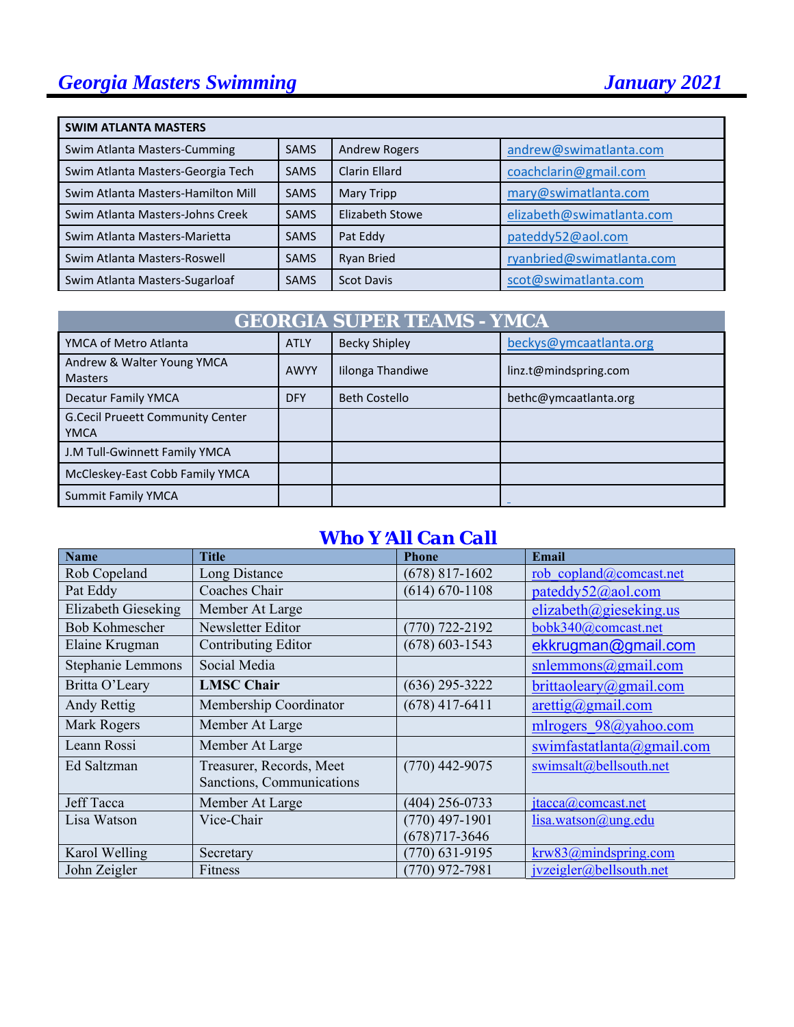| SWIM ATLANTA MASTERS | | | |
|---|---|---|---|
| Swim Atlanta Masters-Cumming | SAMS | Andrew Rogers | andrew@swimatlanta.com |
| Swim Atlanta Masters-Georgia Tech | SAMS | Clarin Ellard | coachclarin@gmail.com |
| Swim Atlanta Masters-Hamilton Mill | SAMS | Mary Tripp | mary@swimatlanta.com |
| Swim Atlanta Masters-Johns Creek | SAMS | Elizabeth Stowe | elizabeth@swimatlanta.com |
| Swim Atlanta Masters-Marietta | SAMS | Pat Eddy | pateddy52@aol.com |
| Swim Atlanta Masters-Roswell | SAMS | Ryan Bried | ryanbried@swimatlanta.com |
| Swim Atlanta Masters-Sugarloaf | SAMS | Scot Davis | scot@swimatlanta.com |

| GEORGIA SUPER TEAMS - YMCA | | | |
|---|---|---|---|
| YMCA of Metro Atlanta | ATLY | Becky Shipley | beckys@ymcaatlanta.org |
| Andrew & Walter Young YMCA Masters | AWYY | Iilonga Thandiwe | linz.t@mindspring.com |
| Decatur Family YMCA | DFY | Beth Costello | bethc@ymcaatlanta.org |
| G.Cecil Pruett Community Center YMCA | | | |
| J.M Tull-Gwinnett Family YMCA | | | |
| McCleskey-East Cobb Family YMCA | | | |
| Summit Family YMCA | | | |

## Who Y'All Can Call

| Name | Title | Phone | Email |
|---|---|---|---|
| Rob Copeland | Long Distance | (678) 817-1602 | rob_copland@comcast.net |
| Pat Eddy | Coaches Chair | (614) 670-1108 | pateddy52@aol.com |
| Elizabeth Gieseking | Member At Large | | elizabeth@gieseking.us |
| Bob Kohmescher | Newsletter Editor | (770) 722-2192 | bobk340@comcast.net |
| Elaine Krugman | Contributing Editor | (678) 603-1543 | ekkrugman@gmail.com |
| Stephanie Lemmons | Social Media | | snlemmons@gmail.com |
| Britta O'Leary | **LMSC Chair** | (636) 295-3222 | brittaoleary@gmail.com |
| Andy Rettig | Membership Coordinator | (678) 417-6411 | arettig@gmail.com |
| Mark Rogers | Member At Large | | mlrogers_98@yahoo.com |
| Leann Rossi | Member At Large | | swimfastatlanta@gmail.com |
| Ed Saltzman | Treasurer, Records, Meet Sanctions, Communications | (770) 442-9075 | swimsalt@bellsouth.net |
| Jeff Tacca | Member At Large | (404) 256-0733 | jtacca@comcast.net |
| Lisa Watson | Vice-Chair | (770) 497-1901 (678)717-3646 | lisa.watson@ung.edu |
| Karol Welling | Secretary | (770) 631-9195 | krw83@mindspring.com |
| John Zeigler | Fitness | (770) 972-7981 | jvzeigler@bellsouth.net |